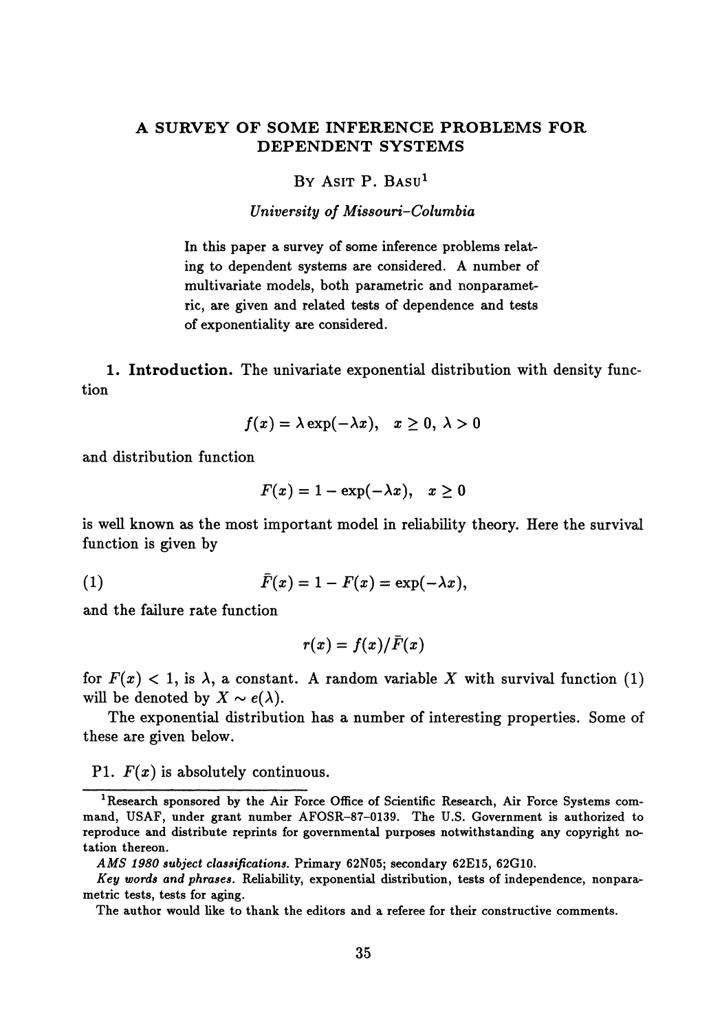# A SURVEY OF SOME INFERENCE PROBLEMS FOR DEPENDENT SYSTEMS

BY ASIT P. BASU[1]

*University of Missouri–Columbia*

In this paper a survey of some inference problems relating to dependent systems are considered. A number of multivariate models, both parametric and nonparametric, are given and related tests of dependence and tests of exponentiality are considered.

**1. Introduction.** The univariate exponential distribution with density function

$$f(x) = \lambda \exp(-\lambda x), \quad x \geq 0, \ \lambda > 0$$

and distribution function

$$F(x) = 1 - \exp(-\lambda x), \quad x \geq 0$$

is well known as the most important model in reliability theory. Here the survival function is given by

$$\bar{F}(x) = 1 - F(x) = \exp(-\lambda x), \tag{1}$$

and the failure rate function

$$r(x) = f(x)/\bar{F}(x)$$

for $F(x) < 1$, is $\lambda$, a constant. A random variable $X$ with survival function (1) will be denoted by $X \sim e(\lambda)$.

The exponential distribution has a number of interesting properties. Some of these are given below.

P1. $F(x)$ is absolutely continuous.

---

[1] Research sponsored by the Air Force Office of Scientific Research, Air Force Systems command, USAF, under grant number AFOSR–87–0139. The U.S. Government is authorized to reproduce and distribute reprints for governmental purposes notwithstanding any copyright notation thereon.

*AMS 1980 subject classifications.* Primary 62N05; secondary 62E15, 62G10.

*Key words and phrases.* Reliability, exponential distribution, tests of independence, nonparametric tests, tests for aging.

The author would like to thank the editors and a referee for their constructive comments.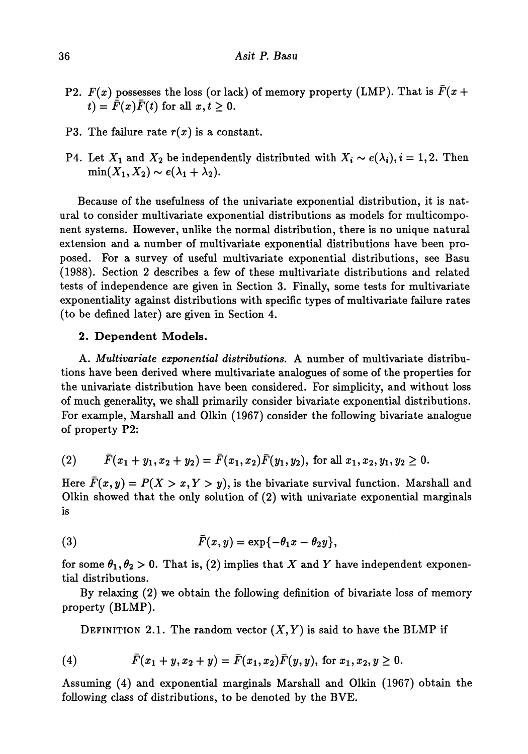P2. $F(x)$ possesses the loss (or lack) of memory property (LMP). That is $\bar{F}(x+t) = \bar{F}(x)\bar{F}(t)$ for all $x, t \geq 0$.

P3. The failure rate $r(x)$ is a constant.

P4. Let $X_1$ and $X_2$ be independently distributed with $X_i \sim e(\lambda_i), i = 1, 2$. Then $\min(X_1, X_2) \sim e(\lambda_1 + \lambda_2)$.

Because of the usefulness of the univariate exponential distribution, it is natural to consider multivariate exponential distributions as models for multicomponent systems. However, unlike the normal distribution, there is no unique natural extension and a number of multivariate exponential distributions have been proposed. For a survey of useful multivariate exponential distributions, see Basu (1988). Section 2 describes a few of these multivariate distributions and related tests of independence are given in Section 3. Finally, some tests for multivariate exponentiality against distributions with specific types of multivariate failure rates (to be defined later) are given in Section 4.

## 2. Dependent Models.

A. *Multivariate exponential distributions.* A number of multivariate distributions have been derived where multivariate analogues of some of the properties for the univariate distribution have been considered. For simplicity, and without loss of much generality, we shall primarily consider bivariate exponential distributions. For example, Marshall and Olkin (1967) consider the following bivariate analogue of property P2:

$$\bar{F}(x_1 + y_1, x_2 + y_2) = \bar{F}(x_1, x_2)\bar{F}(y_1, y_2), \text{ for all } x_1, x_2, y_1, y_2 \geq 0. \tag{2}$$

Here $\bar{F}(x, y) = P(X > x, Y > y)$, is the bivariate survival function. Marshall and Olkin showed that the only solution of (2) with univariate exponential marginals is

$$\bar{F}(x, y) = \exp\{-\theta_1 x - \theta_2 y\}, \tag{3}$$

for some $\theta_1, \theta_2 > 0$. That is, (2) implies that $X$ and $Y$ have independent exponential distributions.

By relaxing (2) we obtain the following definition of bivariate loss of memory property (BLMP).

DEFINITION 2.1. The random vector $(X, Y)$ is said to have the BLMP if

$$\bar{F}(x_1 + y, x_2 + y) = \bar{F}(x_1, x_2)\bar{F}(y, y), \text{ for } x_1, x_2, y \geq 0. \tag{4}$$

Assuming (4) and exponential marginals Marshall and Olkin (1967) obtain the following class of distributions, to be denoted by the BVE.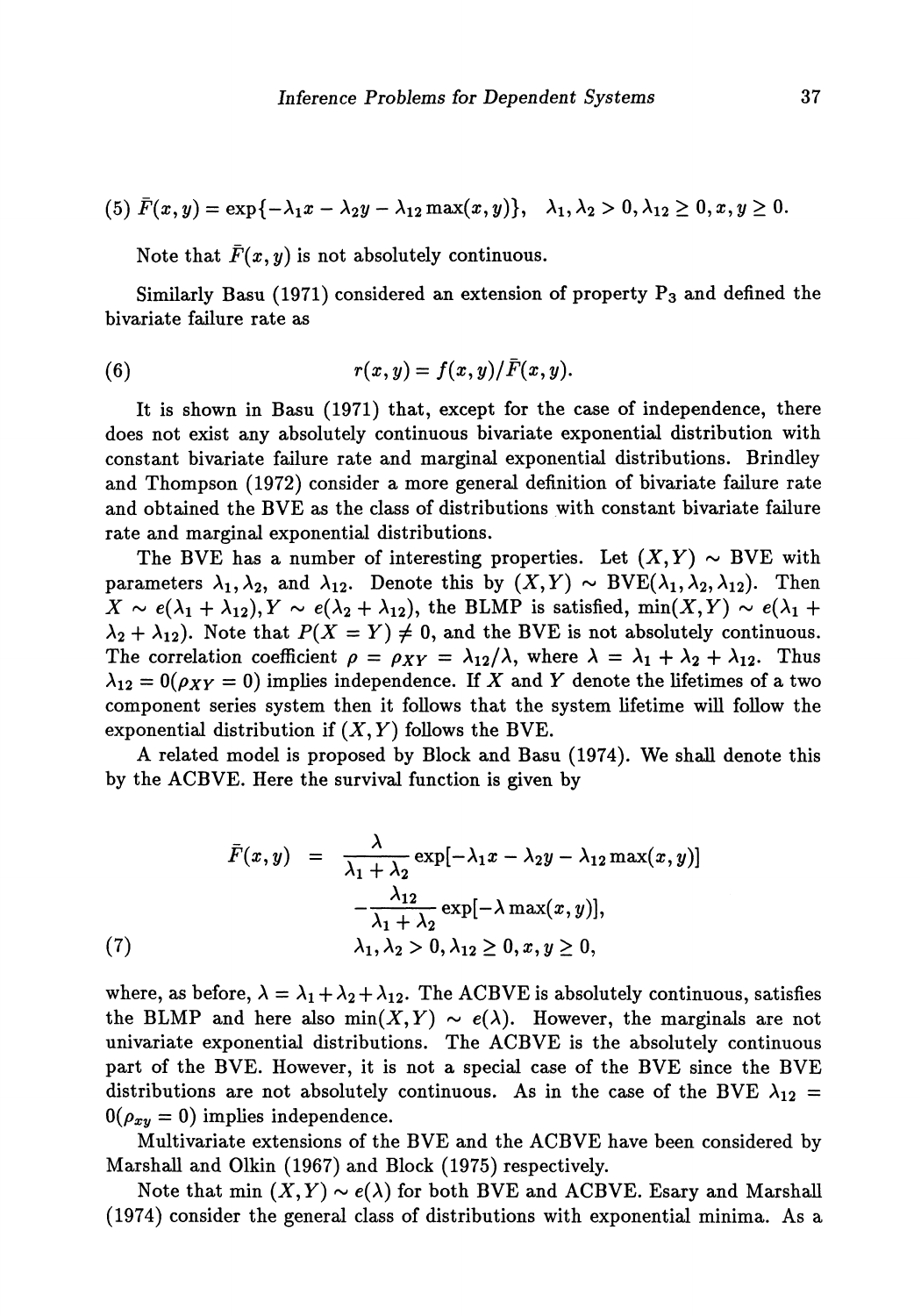(5) $\bar{F}(x,y) = \exp\{-\lambda_1 x - \lambda_2 y - \lambda_{12} \max(x,y)\}, \quad \lambda_1, \lambda_2 > 0, \lambda_{12} \geq 0, x, y \geq 0.$

Note that $\bar{F}(x,y)$ is not absolutely continuous.

Similarly Basu (1971) considered an extension of property $P_3$ and defined the bivariate failure rate as

$$r(x,y) = f(x,y)/\bar{F}(x,y). \tag{6}$$

It is shown in Basu (1971) that, except for the case of independence, there does not exist any absolutely continuous bivariate exponential distribution with constant bivariate failure rate and marginal exponential distributions. Brindley and Thompson (1972) consider a more general definition of bivariate failure rate and obtained the BVE as the class of distributions with constant bivariate failure rate and marginal exponential distributions.

The BVE has a number of interesting properties. Let $(X,Y) \sim$ BVE with parameters $\lambda_1, \lambda_2$, and $\lambda_{12}$. Denote this by $(X,Y) \sim \text{BVE}(\lambda_1, \lambda_2, \lambda_{12})$. Then $X \sim e(\lambda_1 + \lambda_{12}), Y \sim e(\lambda_2 + \lambda_{12})$, the BLMP is satisfied, $\min(X,Y) \sim e(\lambda_1 + \lambda_2 + \lambda_{12})$. Note that $P(X = Y) \neq 0$, and the BVE is not absolutely continuous. The correlation coefficient $\rho = \rho_{XY} = \lambda_{12}/\lambda$, where $\lambda = \lambda_1 + \lambda_2 + \lambda_{12}$. Thus $\lambda_{12} = 0 (\rho_{XY} = 0)$ implies independence. If $X$ and $Y$ denote the lifetimes of a two component series system then it follows that the system lifetime will follow the exponential distribution if $(X,Y)$ follows the BVE.

A related model is proposed by Block and Basu (1974). We shall denote this by the ACBVE. Here the survival function is given by

$$\begin{aligned} \bar{F}(x,y) &= \frac{\lambda}{\lambda_1 + \lambda_2} \exp[-\lambda_1 x - \lambda_2 y - \lambda_{12} \max(x,y)] \\ &\quad - \frac{\lambda_{12}}{\lambda_1 + \lambda_2} \exp[-\lambda \max(x,y)], \\ &\quad \lambda_1, \lambda_2 > 0, \lambda_{12} \geq 0, x, y \geq 0, \end{aligned} \tag{7}$$

where, as before, $\lambda = \lambda_1 + \lambda_2 + \lambda_{12}$. The ACBVE is absolutely continuous, satisfies the BLMP and here also $\min(X,Y) \sim e(\lambda)$. However, the marginals are not univariate exponential distributions. The ACBVE is the absolutely continuous part of the BVE. However, it is not a special case of the BVE since the BVE distributions are not absolutely continuous. As in the case of the BVE $\lambda_{12} = 0 (\rho_{xy} = 0)$ implies independence.

Multivariate extensions of the BVE and the ACBVE have been considered by Marshall and Olkin (1967) and Block (1975) respectively.

Note that min $(X,Y) \sim e(\lambda)$ for both BVE and ACBVE. Esary and Marshall (1974) consider the general class of distributions with exponential minima. As a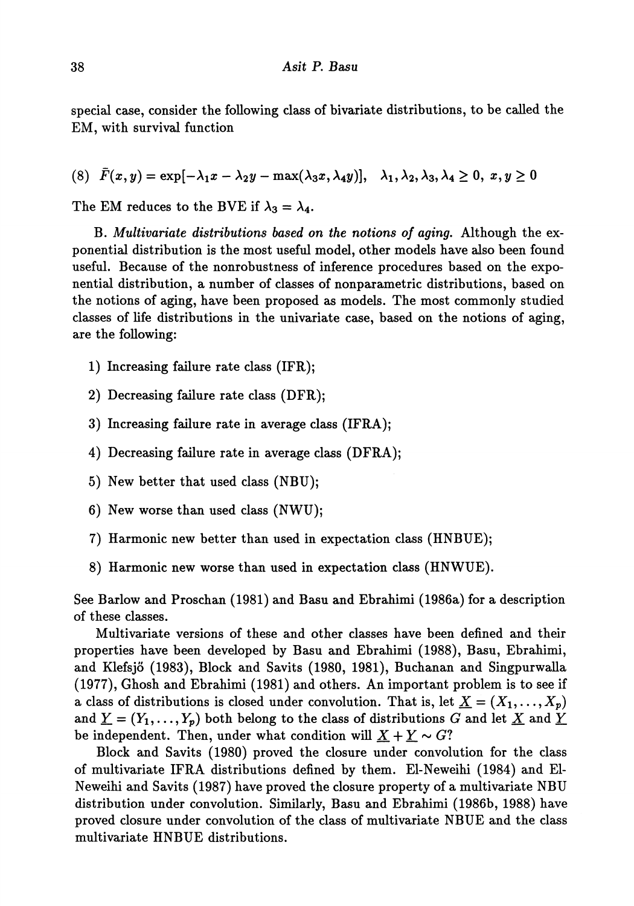special case, consider the following class of bivariate distributions, to be called the EM, with survival function

$$\text{(8)} \quad \bar{F}(x,y) = \exp[-\lambda_1 x - \lambda_2 y - \max(\lambda_3 x, \lambda_4 y)], \quad \lambda_1, \lambda_2, \lambda_3, \lambda_4 \geq 0, \; x, y \geq 0$$

The EM reduces to the BVE if $\lambda_3 = \lambda_4$.

B. *Multivariate distributions based on the notions of aging.* Although the exponential distribution is the most useful model, other models have also been found useful. Because of the nonrobustness of inference procedures based on the exponential distribution, a number of classes of nonparametric distributions, based on the notions of aging, have been proposed as models. The most commonly studied classes of life distributions in the univariate case, based on the notions of aging, are the following:

1) Increasing failure rate class (IFR);
2) Decreasing failure rate class (DFR);
3) Increasing failure rate in average class (IFRA);
4) Decreasing failure rate in average class (DFRA);
5) New better that used class (NBU);
6) New worse than used class (NWU);
7) Harmonic new better than used in expectation class (HNBUE);
8) Harmonic new worse than used in expectation class (HNWUE).

See Barlow and Proschan (1981) and Basu and Ebrahimi (1986a) for a description of these classes.

Multivariate versions of these and other classes have been defined and their properties have been developed by Basu and Ebrahimi (1988), Basu, Ebrahimi, and Klefsjö (1983), Block and Savits (1980, 1981), Buchanan and Singpurwalla (1977), Ghosh and Ebrahimi (1981) and others. An important problem is to see if a class of distributions is closed under convolution. That is, let $\underline{X} = (X_1, \ldots, X_p)$ and $\underline{Y} = (Y_1, \ldots, Y_p)$ both belong to the class of distributions $G$ and let $\underline{X}$ and $\underline{Y}$ be independent. Then, under what condition will $\underline{X} + \underline{Y} \sim G$?

Block and Savits (1980) proved the closure under convolution for the class of multivariate IFRA distributions defined by them. El-Neweihi (1984) and El-Neweihi and Savits (1987) have proved the closure property of a multivariate NBU distribution under convolution. Similarly, Basu and Ebrahimi (1986b, 1988) have proved closure under convolution of the class of multivariate NBUE and the class multivariate HNBUE distributions.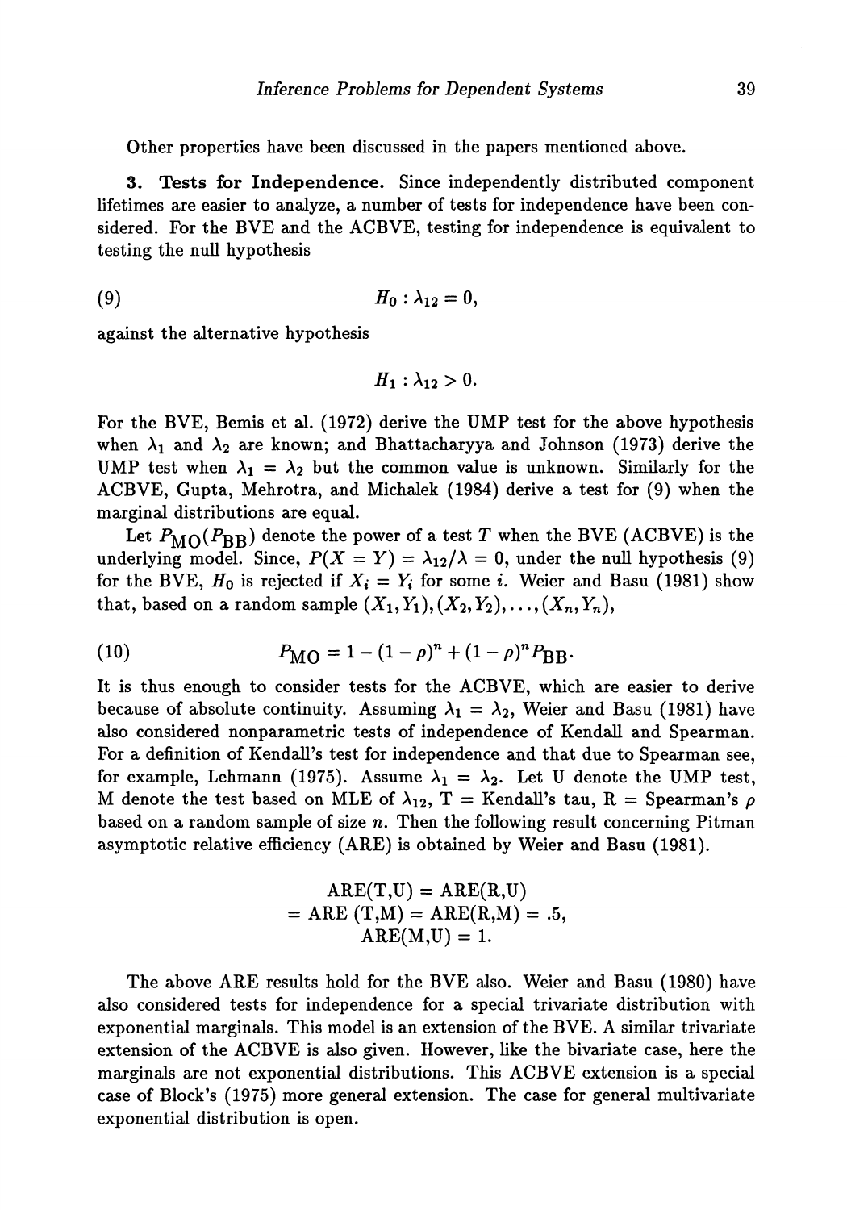Other properties have been discussed in the papers mentioned above.

**3. Tests for Independence.** Since independently distributed component lifetimes are easier to analyze, a number of tests for independence have been considered. For the BVE and the ACBVE, testing for independence is equivalent to testing the null hypothesis

$$H_0 : \lambda_{12} = 0, \tag{9}$$

against the alternative hypothesis

$$H_1 : \lambda_{12} > 0.$$

For the BVE, Bemis et al. (1972) derive the UMP test for the above hypothesis when $\lambda_1$ and $\lambda_2$ are known; and Bhattacharyya and Johnson (1973) derive the UMP test when $\lambda_1 = \lambda_2$ but the common value is unknown. Similarly for the ACBVE, Gupta, Mehrotra, and Michalek (1984) derive a test for (9) when the marginal distributions are equal.

Let $P_{\text{MO}}(P_{\text{BB}})$ denote the power of a test $T$ when the BVE (ACBVE) is the underlying model. Since, $P(X = Y) = \lambda_{12}/\lambda = 0$, under the null hypothesis (9) for the BVE, $H_0$ is rejected if $X_i = Y_i$ for some $i$. Weier and Basu (1981) show that, based on a random sample $(X_1, Y_1), (X_2, Y_2), \ldots, (X_n, Y_n)$,

$$P_{\text{MO}} = 1 - (1-\rho)^n + (1-\rho)^n P_{\text{BB}}. \tag{10}$$

It is thus enough to consider tests for the ACBVE, which are easier to derive because of absolute continuity. Assuming $\lambda_1 = \lambda_2$, Weier and Basu (1981) have also considered nonparametric tests of independence of Kendall and Spearman. For a definition of Kendall's test for independence and that due to Spearman see, for example, Lehmann (1975). Assume $\lambda_1 = \lambda_2$. Let U denote the UMP test, M denote the test based on MLE of $\lambda_{12}$, T = Kendall's tau, R = Spearman's $\rho$ based on a random sample of size $n$. Then the following result concerning Pitman asymptotic relative efficiency (ARE) is obtained by Weier and Basu (1981).

$$\begin{gathered} \text{ARE(T,U)} = \text{ARE(R,U)} \\ = \text{ARE (T,M)} = \text{ARE(R,M)} = .5, \\ \text{ARE(M,U)} = 1. \end{gathered}$$

The above ARE results hold for the BVE also. Weier and Basu (1980) have also considered tests for independence for a special trivariate distribution with exponential marginals. This model is an extension of the BVE. A similar trivariate extension of the ACBVE is also given. However, like the bivariate case, here the marginals are not exponential distributions. This ACBVE extension is a special case of Block's (1975) more general extension. The case for general multivariate exponential distribution is open.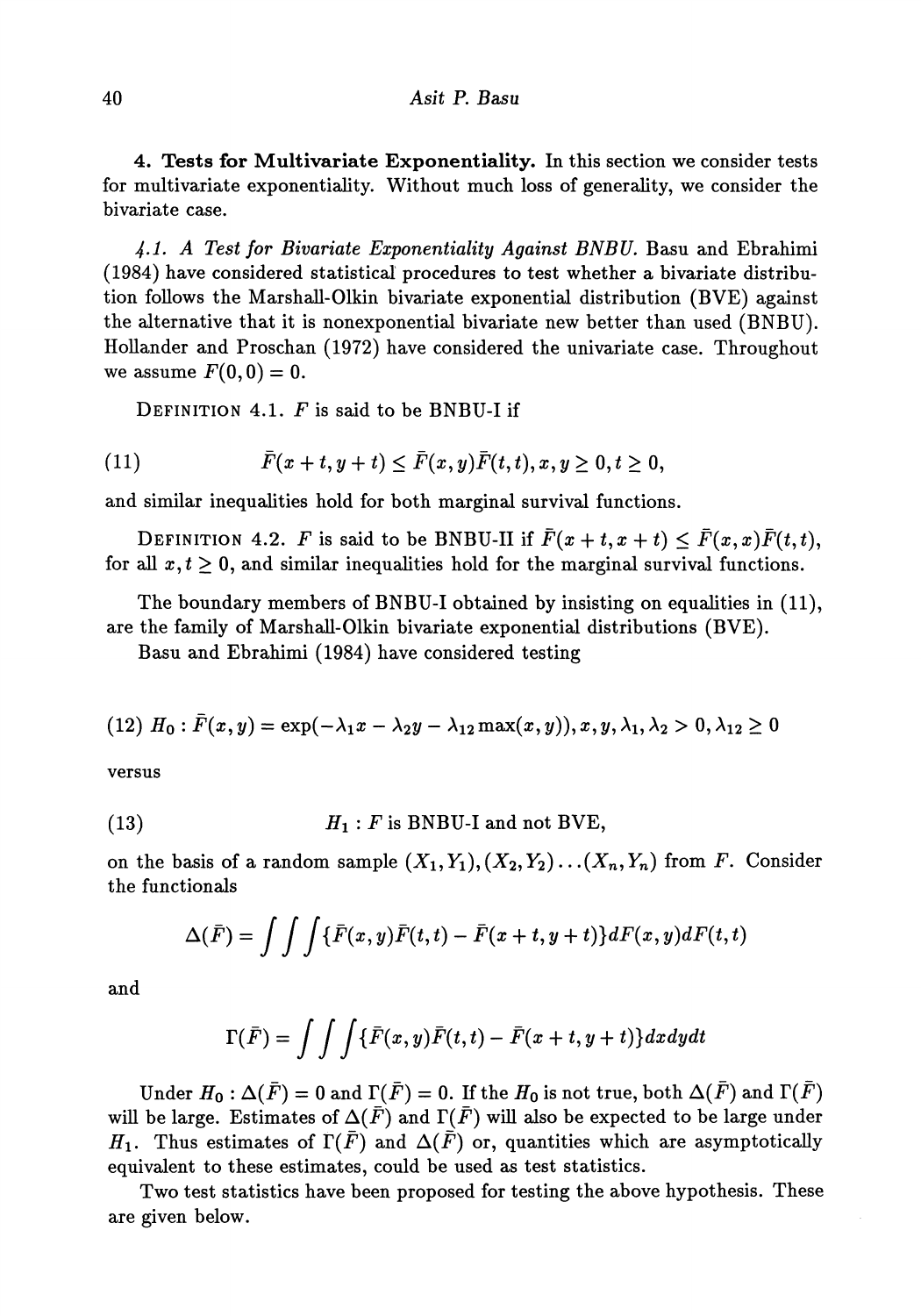**4. Tests for Multivariate Exponentiality.** In this section we consider tests for multivariate exponentiality. Without much loss of generality, we consider the bivariate case.

*4.1. A Test for Bivariate Exponentiality Against BNBU.* Basu and Ebrahimi (1984) have considered statistical procedures to test whether a bivariate distribution follows the Marshall-Olkin bivariate exponential distribution (BVE) against the alternative that it is nonexponential bivariate new better than used (BNBU). Hollander and Proschan (1972) have considered the univariate case. Throughout we assume $F(0,0) = 0$.

DEFINITION 4.1. $F$ is said to be BNBU-I if

$$\bar{F}(x+t, y+t) \leq \bar{F}(x,y)\bar{F}(t,t), x, y \geq 0, t \geq 0, \tag{11}$$

and similar inequalities hold for both marginal survival functions.

DEFINITION 4.2. $F$ is said to be BNBU-II if $\bar{F}(x+t, x+t) \leq \bar{F}(x,x)\bar{F}(t,t)$, for all $x, t \geq 0$, and similar inequalities hold for the marginal survival functions.

The boundary members of BNBU-I obtained by insisting on equalities in (11), are the family of Marshall-Olkin bivariate exponential distributions (BVE).

Basu and Ebrahimi (1984) have considered testing

$$(12)\ H_0 : \bar{F}(x,y) = \exp(-\lambda_1 x - \lambda_2 y - \lambda_{12}\max(x,y)), x, y, \lambda_1, \lambda_2 > 0, \lambda_{12} \geq 0$$

versus

$$H_1 : F \text{ is BNBU-I and not BVE,} \tag{13}$$

on the basis of a random sample $(X_1, Y_1), (X_2, Y_2) \ldots (X_n, Y_n)$ from $F$. Consider the functionals

$$\Delta(\bar{F}) = \int\int\int \{\bar{F}(x,y)\bar{F}(t,t) - \bar{F}(x+t, y+t)\} dF(x,y) dF(t,t)$$

and

$$\Gamma(\bar{F}) = \int\int\int \{\bar{F}(x,y)\bar{F}(t,t) - \bar{F}(x+t, y+t)\} dx dy dt$$

Under $H_0 : \Delta(\bar{F}) = 0$ and $\Gamma(\bar{F}) = 0$. If the $H_0$ is not true, both $\Delta(\bar{F})$ and $\Gamma(\bar{F})$ will be large. Estimates of $\Delta(\bar{F})$ and $\Gamma(\bar{F})$ will also be expected to be large under $H_1$. Thus estimates of $\Gamma(\bar{F})$ and $\Delta(\bar{F})$ or, quantities which are asymptotically equivalent to these estimates, could be used as test statistics.

Two test statistics have been proposed for testing the above hypothesis. These are given below.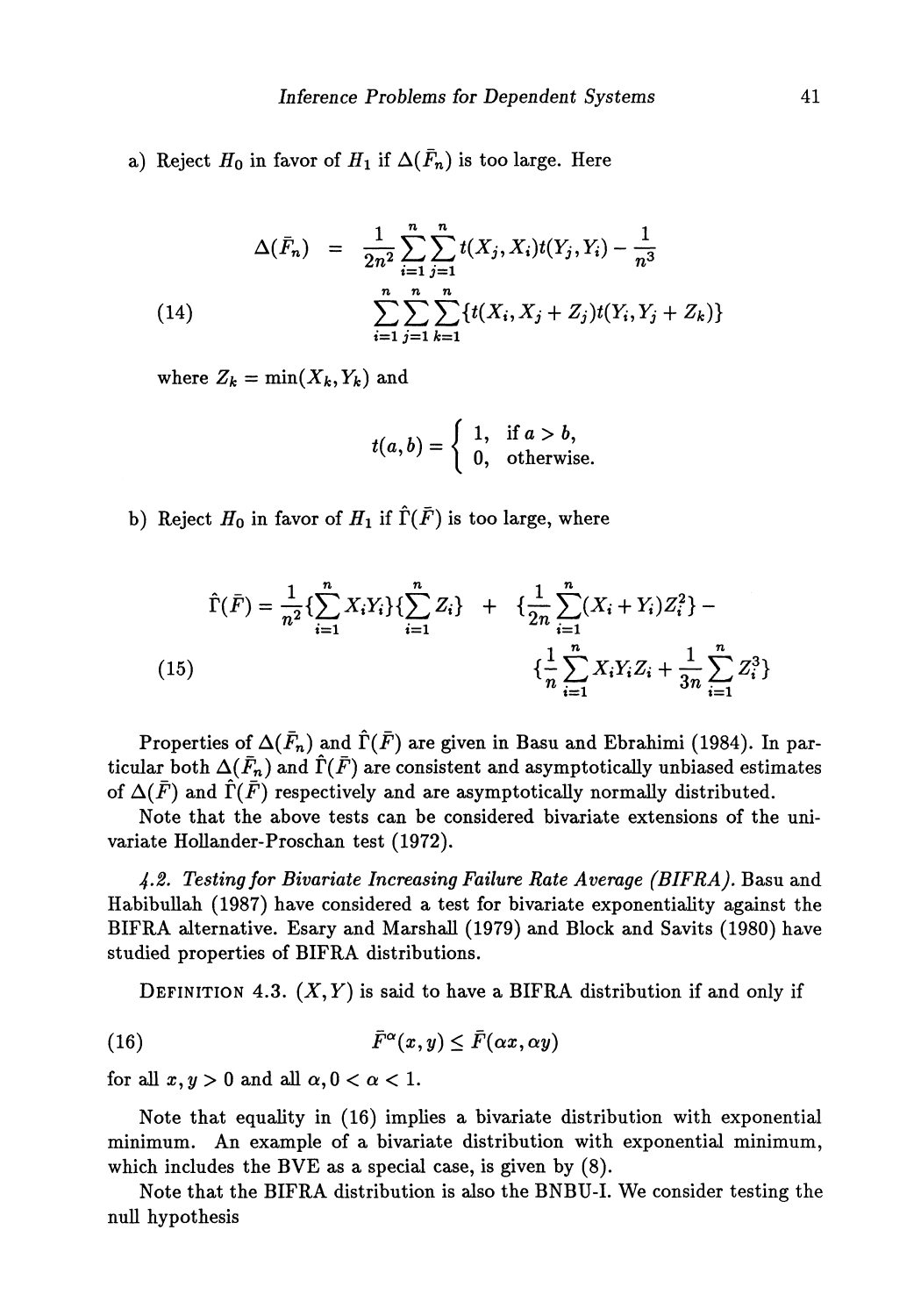a) Reject $H_0$ in favor of $H_1$ if $\Delta(\bar{F}_n)$ is too large. Here

$$
\Delta(\bar{F}_n) = \frac{1}{2n^2}\sum_{i=1}^{n}\sum_{j=1}^{n} t(X_j, X_i)t(Y_j, Y_i) - \frac{1}{n^3} \sum_{i=1}^{n}\sum_{j=1}^{n}\sum_{k=1}^{n}\{t(X_i, X_j + Z_j)t(Y_i, Y_j + Z_k)\} \tag{14}
$$

where $Z_k = \min(X_k, Y_k)$ and

$$
t(a,b) = \begin{cases} 1, & \text{if } a > b, \\ 0, & \text{otherwise.} \end{cases}
$$

b) Reject $H_0$ in favor of $H_1$ in $\hat{\Gamma}(\bar{F})$ is too large, where

$$
\hat{\Gamma}(\bar{F}) = \frac{1}{n^2}\{\sum_{i=1}^{n} X_i Y_i\}\{\sum_{i=1}^{n} Z_i\} + \{\frac{1}{2n}\sum_{i=1}^{n}(X_i + Y_i)Z_i^2\} - \{\frac{1}{n}\sum_{i=1}^{n} X_i Y_i Z_i + \frac{1}{3n}\sum_{i=1}^{n} Z_i^3\} \tag{15}
$$

Properties of $\Delta(\bar{F}_n)$ and $\hat{\Gamma}(\bar{F})$ are given in Basu and Ebrahimi (1984). In particular both $\Delta(\bar{F}_n)$ and $\hat{\Gamma}(\bar{F})$ are consistent and asymptotically unbiased estimates of $\Delta(\bar{F})$ and $\Gamma(\bar{F})$ respectively and are asymptotically normally distributed.

Note that the above tests can be considered bivariate extensions of the univariate Hollander-Proschan test (1972).

*4.2. Testing for Bivariate Increasing Failure Rate Average (BIFRA).* Basu and Habibullah (1987) have considered a test for bivariate exponentiality against the BIFRA alternative. Esary and Marshall (1979) and Block and Savits (1980) have studied properties of BIFRA distributions.

DEFINITION 4.3. $(X, Y)$ is said to have a BIFRA distribution if and only if

$$
\bar{F}^{\alpha}(x, y) \leq \bar{F}(\alpha x, \alpha y) \tag{16}
$$

for all $x, y > 0$ and all $\alpha, 0 < \alpha < 1$.

Note that equality in (16) implies a bivariate distribution with exponential minimum. An example of a bivariate distribution with exponential minimum, which includes the BVE as a special case, is given by (8).

Note that the BIFRA distribution is also the BNBU-I. We consider testing the null hypothesis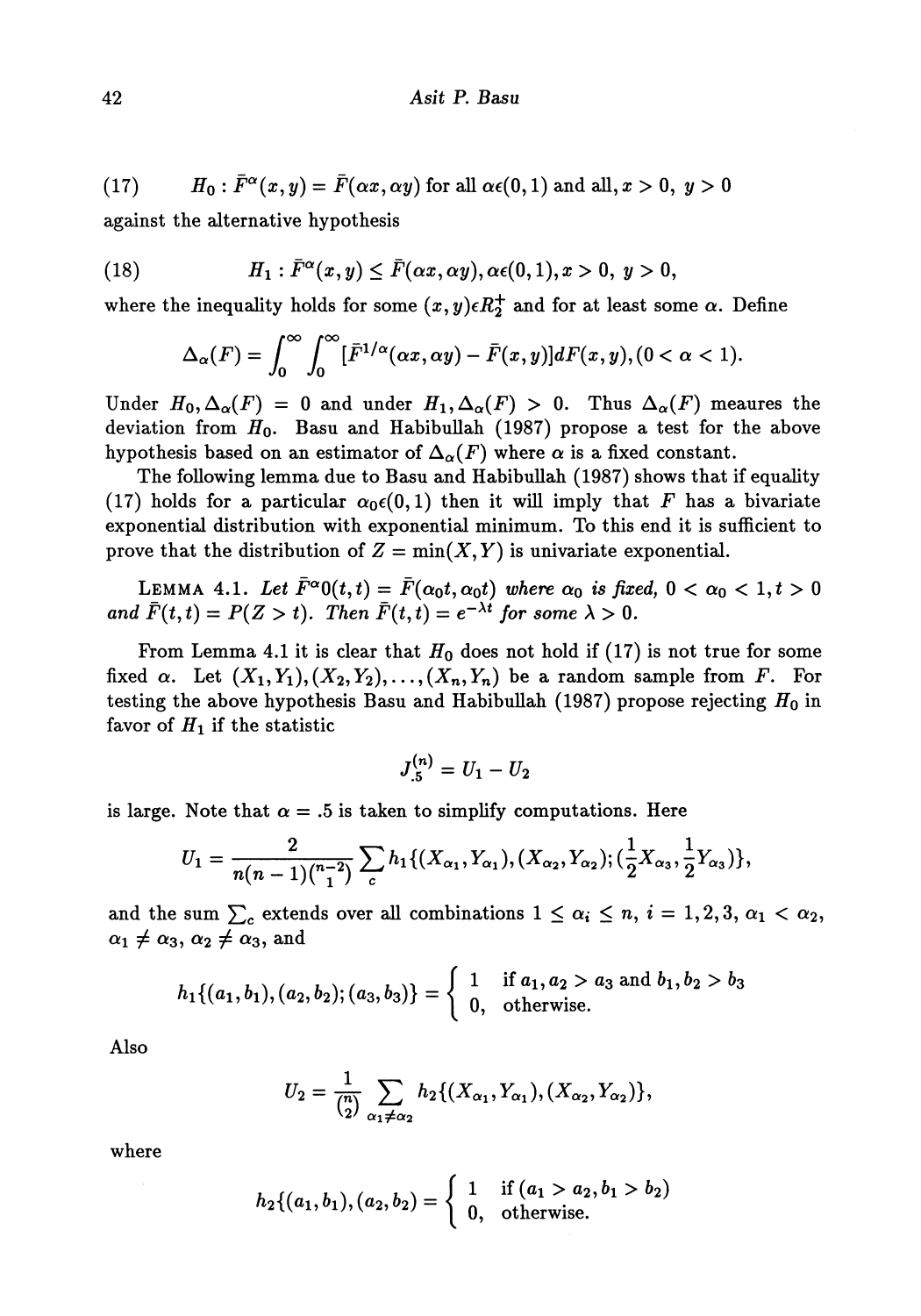$$(17) \qquad H_0 : \bar{F}^{\alpha}(x,y) = \bar{F}(\alpha x, \alpha y) \text{ for all } \alpha \epsilon (0,1) \text{ and all}, x > 0,\ y > 0$$

against the alternative hypothesis

$$(18) \qquad H_1 : \bar{F}^{\alpha}(x,y) \leq \bar{F}(\alpha x, \alpha y), \alpha \epsilon (0,1), x > 0,\ y > 0,$$

where the inequality holds for some $(x,y) \epsilon R_2^+$ and for at least some $\alpha$. Define

$$\Delta_{\alpha}(F) = \int_0^{\infty} \int_0^{\infty} [\bar{F}^{1/\alpha}(\alpha x, \alpha y) - \bar{F}(x,y)] dF(x,y), (0 < \alpha < 1).$$

Under $H_0, \Delta_{\alpha}(F) = 0$ and under $H_1, \Delta_{\alpha}(F) > 0$. Thus $\Delta_{\alpha}(F)$ meaures the deviation from $H_0$. Basu and Habibullah (1987) propose a test for the above hypothesis based on an estimator of $\Delta_{\alpha}(F)$ where $\alpha$ is a fixed constant.

The following lemma due to Basu and Habibullah (1987) shows that if equality (17) holds for a particular $\alpha_0 \epsilon (0,1)$ then it will imply that $F$ has a bivariate exponential distribution with exponential minimum. To this end it is sufficient to prove that the distribution of $Z = \min(X, Y)$ is univariate exponential.

LEMMA 4.1. *Let $\bar{F}^{\alpha}0(t,t) = \bar{F}(\alpha_0 t, \alpha_0 t)$ where $\alpha_0$ is fixed, $0 < \alpha_0 < 1, t > 0$ and $\bar{F}(t,t) = P(Z > t)$. Then $\bar{F}(t,t) = e^{-\lambda t}$ for some $\lambda > 0$.*

From Lemma 4.1 it is clear that $H_0$ does not hold if (17) is not true for some fixed $\alpha$. Let $(X_1, Y_1), (X_2, Y_2), \ldots, (X_n, Y_n)$ be a random sample from $F$. For testing the above hypothesis Basu and Habibullah (1987) propose rejecting $H_0$ in favor of $H_1$ if the statistic

$$J_{.5}^{(n)} = U_1 - U_2$$

is large. Note that $\alpha = .5$ is taken to simplify computations. Here

$$U_1 = \frac{2}{n(n-1)\binom{n-2}{1}} \sum_c h_1\{(X_{\alpha_1}, Y_{\alpha_1}), (X_{\alpha_2}, Y_{\alpha_2}); (\frac{1}{2}X_{\alpha_3}, \frac{1}{2}Y_{\alpha_3})\},$$

and the sum $\sum_c$ extends over all combinations $1 \leq \alpha_i \leq n$, $i = 1,2,3$, $\alpha_1 < \alpha_2$, $\alpha_1 \neq \alpha_3$, $\alpha_2 \neq \alpha_3$, and

$$h_1\{(a_1, b_1), (a_2, b_2); (a_3, b_3)\} = \begin{cases} 1 & \text{if } a_1, a_2 > a_3 \text{ and } b_1, b_2 > b_3 \\ 0, & \text{otherwise.} \end{cases}$$

Also

$$U_2 = \frac{1}{\binom{n}{2}} \sum_{\alpha_1 \neq \alpha_2} h_2\{(X_{\alpha_1}, Y_{\alpha_1}), (X_{\alpha_2}, Y_{\alpha_2})\},$$

where

$$h_2\{(a_1, b_1), (a_2, b_2)\} = \begin{cases} 1 & \text{if } (a_1 > a_2, b_1 > b_2) \\ 0, & \text{otherwise.} \end{cases}$$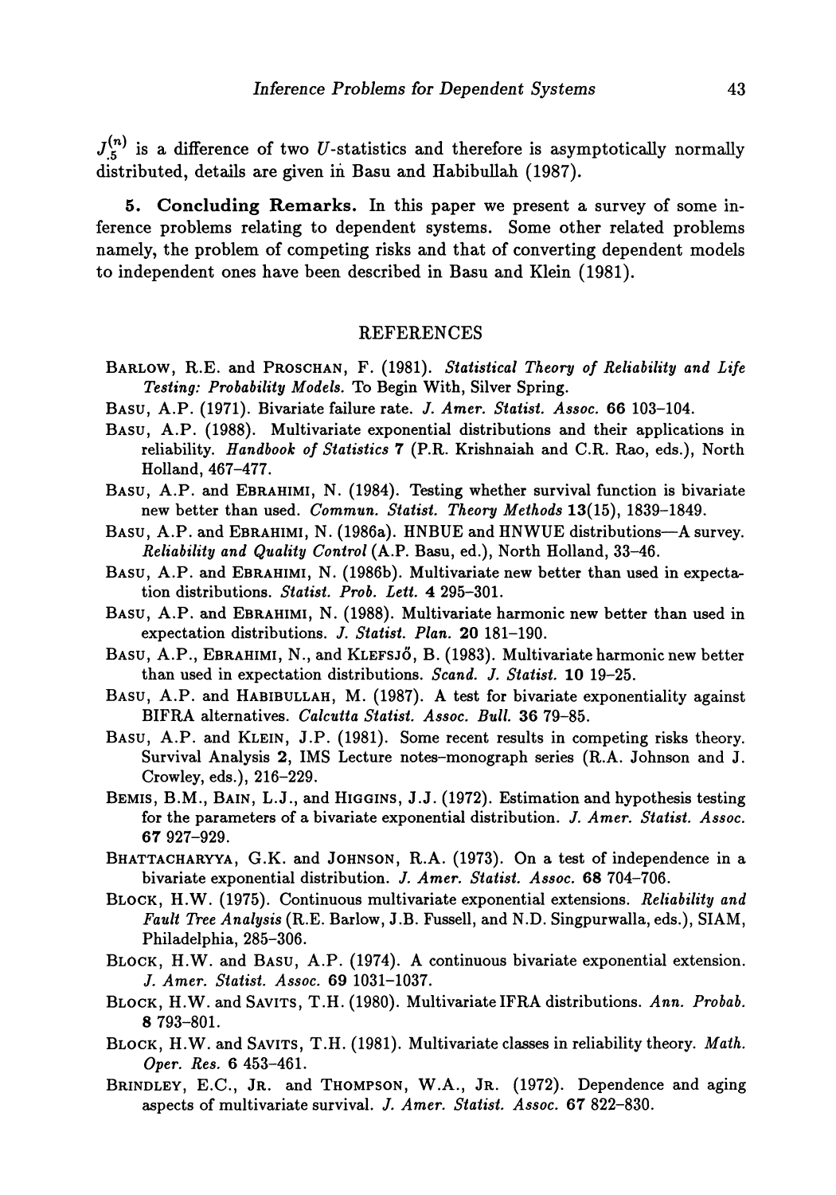$J_{.5}^{(n)}$ is a difference of two $U$-statistics and therefore is asymptotically normally distributed, details are given in Basu and Habibullah (1987).

**5. Concluding Remarks.** In this paper we present a survey of some inference problems relating to dependent systems. Some other related problems namely, the problem of competing risks and that of converting dependent models to independent ones have been described in Basu and Klein (1981).

## REFERENCES

BARLOW, R.E. and PROSCHAN, F. (1981). *Statistical Theory of Reliability and Life Testing: Probability Models.* To Begin With, Silver Spring.

BASU, A.P. (1971). Bivariate failure rate. *J. Amer. Statist. Assoc.* **66** 103–104.

BASU, A.P. (1988). Multivariate exponential distributions and their applications in reliability. *Handbook of Statistics* **7** (P.R. Krishnaiah and C.R. Rao, eds.), North Holland, 467–477.

BASU, A.P. and EBRAHIMI, N. (1984). Testing whether survival function is bivariate new better than used. *Commun. Statist. Theory Methods* **13**(15), 1839–1849.

BASU, A.P. and EBRAHIMI, N. (1986a). HNBUE and HNWUE distributions—A survey. *Reliability and Quality Control* (A.P. Basu, ed.), North Holland, 33–46.

BASU, A.P. and EBRAHIMI, N. (1986b). Multivariate new better than used in expectation distributions. *Statist. Prob. Lett.* **4** 295–301.

BASU, A.P. and EBRAHIMI, N. (1988). Multivariate harmonic new better than used in expectation distributions. *J. Statist. Plan.* **20** 181–190.

BASU, A.P., EBRAHIMI, N., and KLEFSJÖ, B. (1983). Multivariate harmonic new better than used in expectation distributions. *Scand. J. Statist.* **10** 19–25.

BASU, A.P. and HABIBULLAH, M. (1987). A test for bivariate exponentiality against BIFRA alternatives. *Calcutta Statist. Assoc. Bull.* **36** 79–85.

BASU, A.P. and KLEIN, J.P. (1981). Some recent results in competing risks theory. Survival Analysis **2**, IMS Lecture notes–monograph series (R.A. Johnson and J. Crowley, eds.), 216–229.

BEMIS, B.M., BAIN, L.J., and HIGGINS, J.J. (1972). Estimation and hypothesis testing for the parameters of a bivariate exponential distribution. *J. Amer. Statist. Assoc.* **67** 927–929.

BHATTACHARYYA, G.K. and JOHNSON, R.A. (1973). On a test of independence in a bivariate exponential distribution. *J. Amer. Statist. Assoc.* **68** 704–706.

BLOCK, H.W. (1975). Continuous multivariate exponential extensions. *Reliability and Fault Tree Analysis* (R.E. Barlow, J.B. Fussell, and N.D. Singpurwalla, eds.), SIAM, Philadelphia, 285–306.

BLOCK, H.W. and BASU, A.P. (1974). A continuous bivariate exponential extension. *J. Amer. Statist. Assoc.* **69** 1031–1037.

BLOCK, H.W. and SAVITS, T.H. (1980). Multivariate IFRA distributions. *Ann. Probab.* **8** 793–801.

BLOCK, H.W. and SAVITS, T.H. (1981). Multivariate classes in reliability theory. *Math. Oper. Res.* **6** 453–461.

BRINDLEY, E.C., JR. and THOMPSON, W.A., JR. (1972). Dependence and aging aspects of multivariate survival. *J. Amer. Statist. Assoc.* **67** 822–830.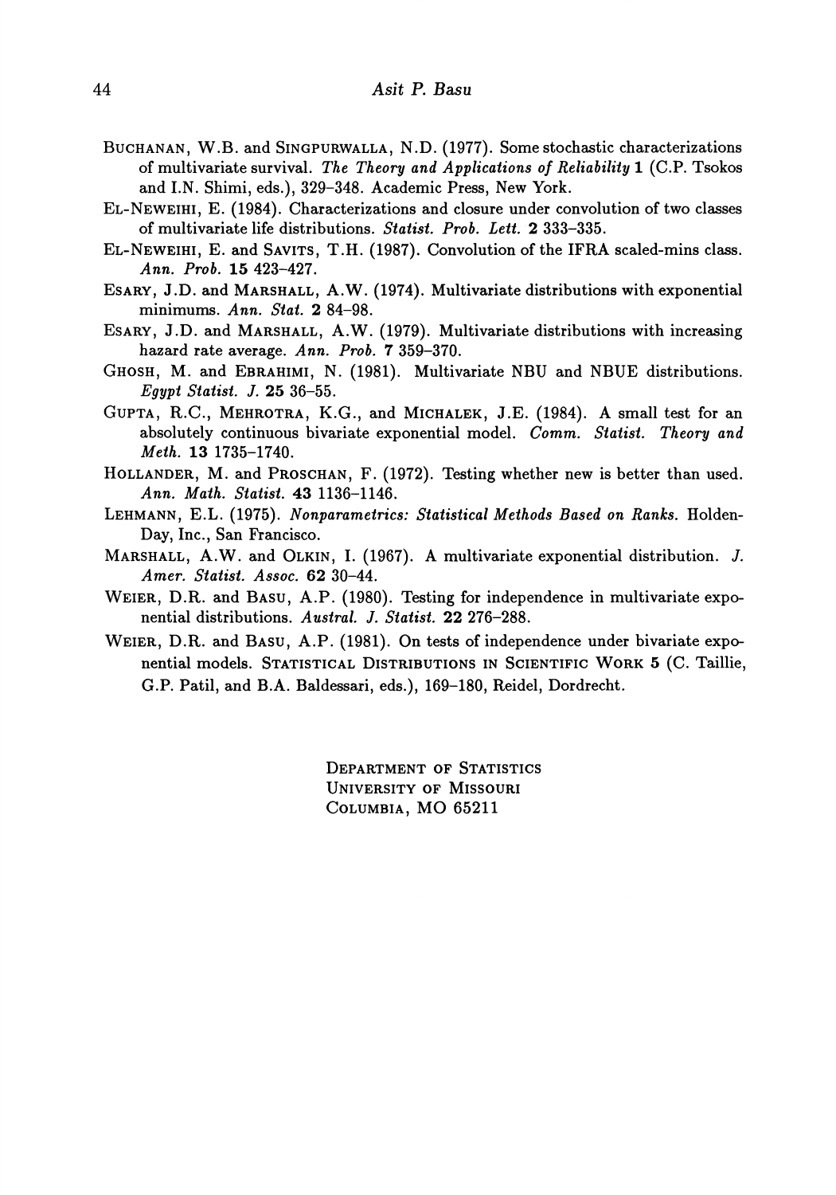BUCHANAN, W.B. and SINGPURWALLA, N.D. (1977). Some stochastic characterizations of multivariate survival. *The Theory and Applications of Reliability* **1** (C.P. Tsokos and I.N. Shimi, eds.), 329–348. Academic Press, New York.

EL-NEWEIHI, E. (1984). Characterizations and closure under convolution of two classes of multivariate life distributions. *Statist. Prob. Lett.* **2** 333–335.

EL-NEWEIHI, E. and SAVITS, T.H. (1987). Convolution of the IFRA scaled-mins class. *Ann. Prob.* **15** 423–427.

ESARY, J.D. and MARSHALL, A.W. (1974). Multivariate distributions with exponential minimums. *Ann. Stat.* **2** 84–98.

ESARY, J.D. and MARSHALL, A.W. (1979). Multivariate distributions with increasing hazard rate average. *Ann. Prob.* **7** 359–370.

GHOSH, M. and EBRAHIMI, N. (1981). Multivariate NBU and NBUE distributions. *Egypt Statist. J.* **25** 36–55.

GUPTA, R.C., MEHROTRA, K.G., and MICHALEK, J.E. (1984). A small test for an absolutely continuous bivariate exponential model. *Comm. Statist. Theory and Meth.* **13** 1735–1740.

HOLLANDER, M. and PROSCHAN, F. (1972). Testing whether new is better than used. *Ann. Math. Statist.* **43** 1136–1146.

LEHMANN, E.L. (1975). *Nonparametrics: Statistical Methods Based on Ranks.* Holden-Day, Inc., San Francisco.

MARSHALL, A.W. and OLKIN, I. (1967). A multivariate exponential distribution. *J. Amer. Statist. Assoc.* **62** 30–44.

WEIER, D.R. and BASU, A.P. (1980). Testing for independence in multivariate exponential distributions. *Austral. J. Statist.* **22** 276–288.

WEIER, D.R. and BASU, A.P. (1981). On tests of independence under bivariate exponential models. STATISTICAL DISTRIBUTIONS IN SCIENTIFIC WORK **5** (C. Taillie, G.P. Patil, and B.A. Baldessari, eds.), 169–180, Reidel, Dordrecht.

DEPARTMENT OF STATISTICS
UNIVERSITY OF MISSOURI
COLUMBIA, MO 65211